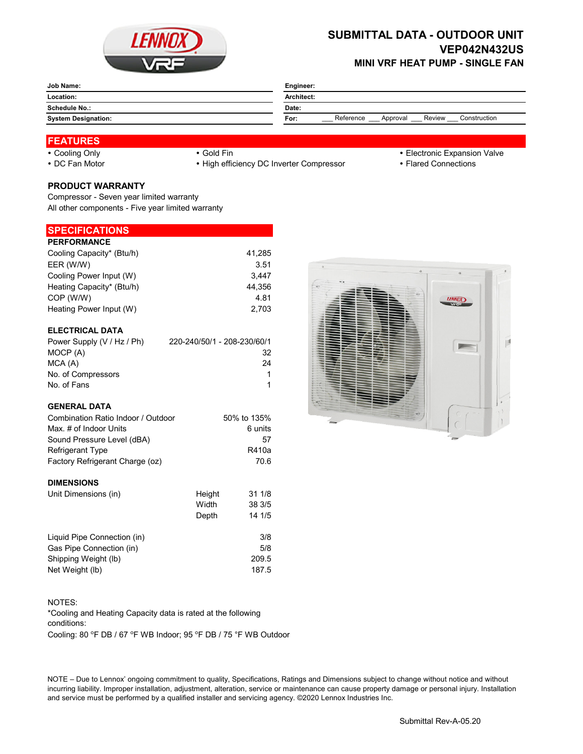# SUBMITTAL DATA - OUTDOOR UNIT
## VEP042N432US
### MINI VRF HEAT PUMP - SINGLE FAN

| | | | |
|---|---|---|---|
| **Job Name:** | | **Engineer:** | |
| **Location:** | | **Architect:** | |
| **Schedule No.:** | | **Date:** | |
| **System Designation:** | | **For:** | ___ Reference ___ Approval ___ Review ___ Construction |

## FEATURES

- Cooling Only
- DC Fan Motor
- Gold Fin
- High efficiency DC Inverter Compressor
- Electronic Expansion Valve
- Flared Connections

## PRODUCT WARRANTY

Compressor - Seven year limited warranty
All other components - Five year limited warranty

## SPECIFICATIONS

### PERFORMANCE

| | |
|---|---|
| Cooling Capacity* (Btu/h) | 41,285 |
| EER (W/W) | 3.51 |
| Cooling Power Input (W) | 3,447 |
| Heating Capacity* (Btu/h) | 44,356 |
| COP (W/W) | 4.81 |
| Heating Power Input (W) | 2,703 |

### ELECTRICAL DATA

| | |
|---|---|
| Power Supply (V / Hz / Ph) | 220-240/50/1 - 208-230/60/1 |
| MOCP (A) | 32 |
| MCA (A) | 24 |
| No. of Compressors | 1 |
| No. of Fans | 1 |

### GENERAL DATA

| | |
|---|---|
| Combination Ratio Indoor / Outdoor | 50% to 135% |
| Max. # of Indoor Units | 6 units |
| Sound Pressure Level (dBA) | 57 |
| Refrigerant Type | R410a |
| Factory Refrigerant Charge (oz) | 70.6 |

### DIMENSIONS

| | | |
|---|---|---|
| Unit Dimensions (in) | Height | 31 1/8 |
| | Width | 38 3/5 |
| | Depth | 14 1/5 |

| | |
|---|---|
| Liquid Pipe Connection (in) | 3/8 |
| Gas Pipe Connection (in) | 5/8 |
| Shipping Weight (lb) | 209.5 |
| Net Weight (lb) | 187.5 |

NOTES:
*Cooling and Heating Capacity data is rated at the following conditions:
Cooling: 80 °F DB / 67 °F WB Indoor; 95 °F DB / 75 °F WB Outdoor

NOTE – Due to Lennox' ongoing commitment to quality, Specifications, Ratings and Dimensions subject to change without notice and without incurring liability. Improper installation, adjustment, alteration, service or maintenance can cause property damage or personal injury. Installation and service must be performed by a qualified installer and servicing agency. ©2020 Lennox Industries Inc.

Submittal Rev-A-05.20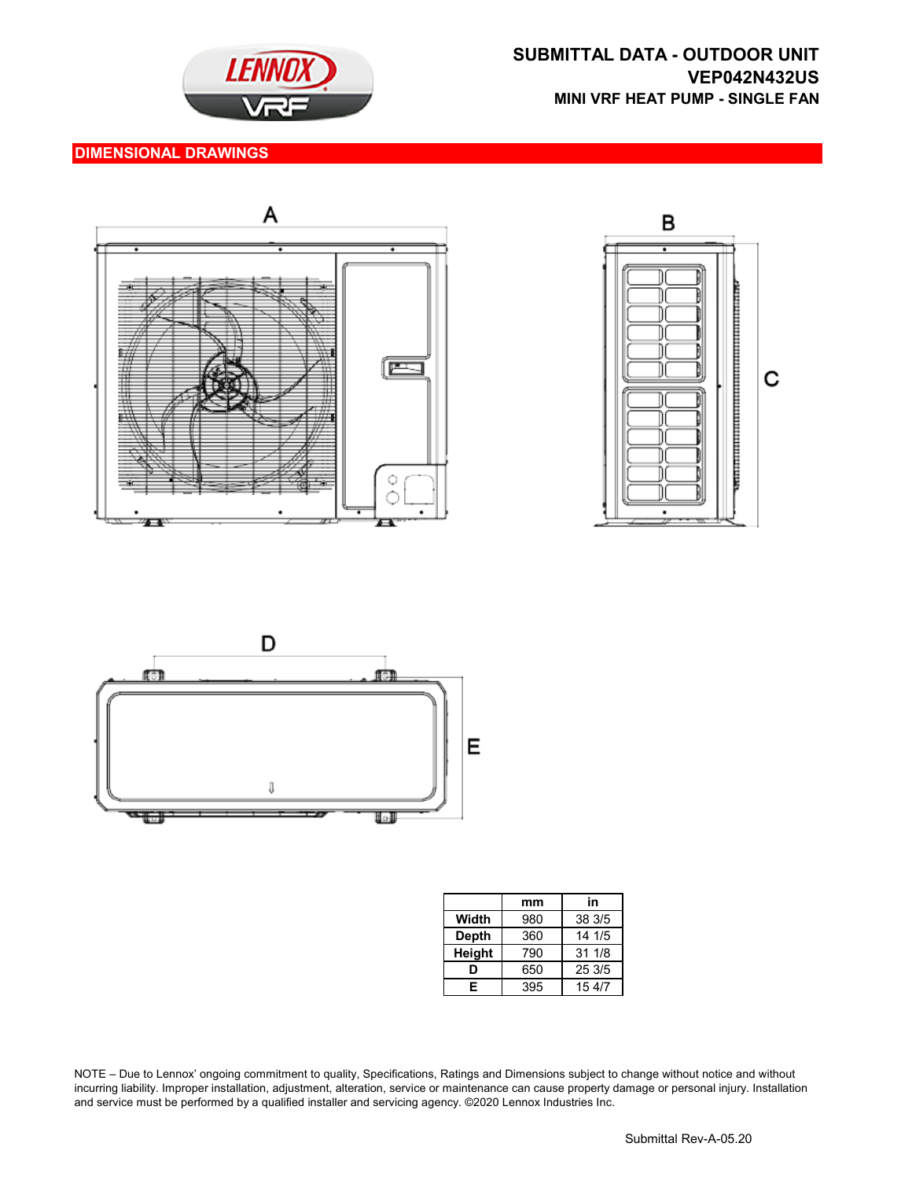# SUBMITTAL DATA - OUTDOOR UNIT
## VEP042N432US
### MINI VRF HEAT PUMP - SINGLE FAN

## DIMENSIONAL DRAWINGS

A

B

C

D

E

| | mm | in |
|---|---|---|
| **Width** | 980 | 38 3/5 |
| **Depth** | 360 | 14 1/5 |
| **Height** | 790 | 31 1/8 |
| **D** | 650 | 25 3/5 |
| **E** | 395 | 15 4/7 |

NOTE – Due to Lennox' ongoing commitment to quality, Specifications, Ratings and Dimensions subject to change without notice and without incurring liability. Improper installation, adjustment, alteration, service or maintenance can cause property damage or personal injury. Installation and service must be performed by a qualified installer and servicing agency. ©2020 Lennox Industries Inc.

Submittal Rev-A-05.20